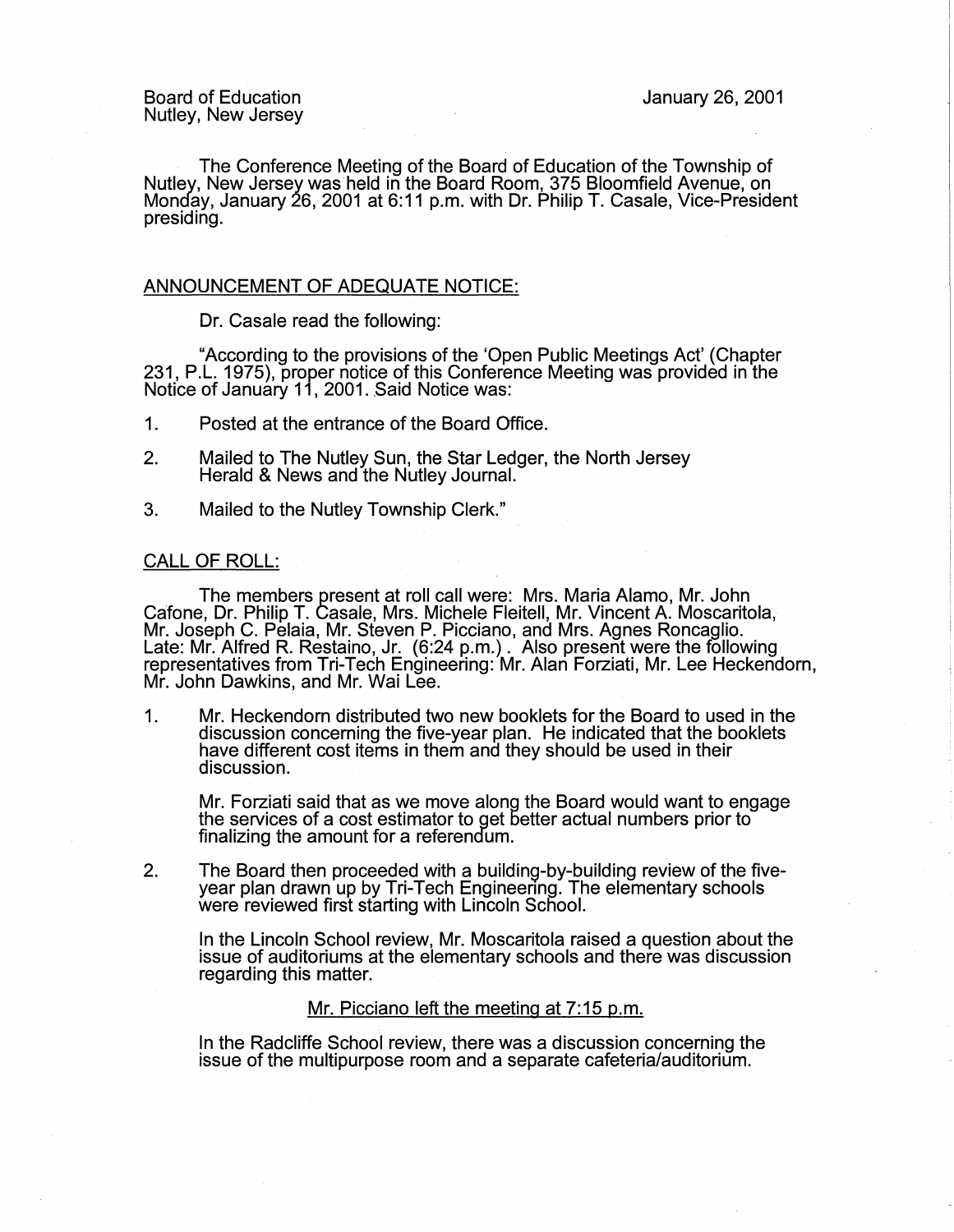Board of Education
Nutley, New Jersey

January 26, 2001

The Conference Meeting of the Board of Education of the Township of Nutley, New Jersey was held in the Board Room, 375 Bloomfield Avenue, on Monday, January 26, 2001 at 6:11 p.m. with Dr. Philip T. Casale, Vice-President presiding.

## ANNOUNCEMENT OF ADEQUATE NOTICE:

Dr. Casale read the following:

"According to the provisions of the 'Open Public Meetings Act' (Chapter 231, P.L. 1975), proper notice of this Conference Meeting was provided in the Notice of January 11, 2001. Said Notice was:

1. Posted at the entrance of the Board Office.
2. Mailed to The Nutley Sun, the Star Ledger, the North Jersey Herald & News and the Nutley Journal.
3. Mailed to the Nutley Township Clerk."

## CALL OF ROLL:

The members present at roll call were: Mrs. Maria Alamo, Mr. John Cafone, Dr. Philip T. Casale, Mrs. Michele Fleitell, Mr. Vincent A. Moscaritola, Mr. Joseph C. Pelaia, Mr. Steven P. Picciano, and Mrs. Agnes Roncaglio. Late: Mr. Alfred R. Restaino, Jr. (6:24 p.m.). Also present were the following representatives from Tri-Tech Engineering: Mr. Alan Forziati, Mr. Lee Heckendorn, Mr. John Dawkins, and Mr. Wai Lee.

1. Mr. Heckendorn distributed two new booklets for the Board to used in the discussion concerning the five-year plan. He indicated that the booklets have different cost items in them and they should be used in their discussion.

   Mr. Forziati said that as we move along the Board would want to engage the services of a cost estimator to get better actual numbers prior to finalizing the amount for a referendum.

2. The Board then proceeded with a building-by-building review of the five-year plan drawn up by Tri-Tech Engineering. The elementary schools were reviewed first starting with Lincoln School.

   In the Lincoln School review, Mr. Moscaritola raised a question about the issue of auditoriums at the elementary schools and there was discussion regarding this matter.

   Mr. Picciano left the meeting at 7:15 p.m.

   In the Radcliffe School review, there was a discussion concerning the issue of the multipurpose room and a separate cafeteria/auditorium.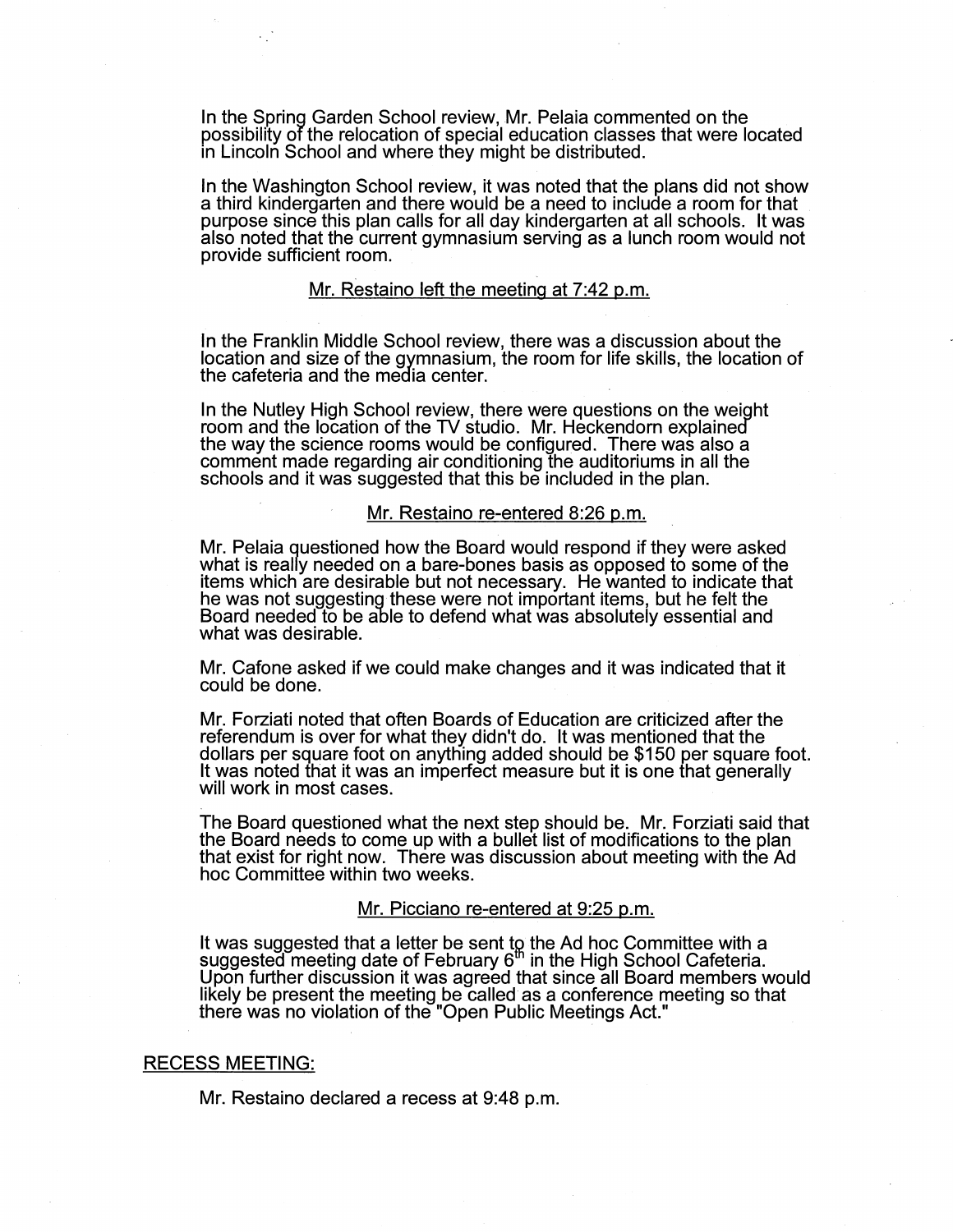In the Spring Garden School review, Mr. Pelaia commented on the possibility of the relocation of special education classes that were located in Lincoln School and where they might be distributed.

In the Washington School review, it was noted that the plans did not show a third kindergarten and there would be a need to include a room for that purpose since this plan calls for all day kindergarten at all schools. It was also noted that the current gymnasium serving as a lunch room would not provide sufficient room.

Mr. Restaino left the meeting at 7:42 p.m.

In the Franklin Middle School review, there was a discussion about the location and size of the gymnasium, the room for life skills, the location of the cafeteria and the media center.

In the Nutley High School review, there were questions on the weight room and the location of the TV studio. Mr. Heckendorn explained the way the science rooms would be configured. There was also a comment made regarding air conditioning the auditoriums in all the schools and it was suggested that this be included in the plan.

Mr. Restaino re-entered 8:26 p.m.

Mr. Pelaia questioned how the Board would respond if they were asked what is really needed on a bare-bones basis as opposed to some of the items which are desirable but not necessary. He wanted to indicate that he was not suggesting these were not important items, but he felt the Board needed to be able to defend what was absolutely essential and what was desirable.

Mr. Cafone asked if we could make changes and it was indicated that it could be done.

Mr. Forziati noted that often Boards of Education are criticized after the referendum is over for what they didn't do. It was mentioned that the dollars per square foot on anything added should be $150 per square foot. It was noted that it was an imperfect measure but it is one that generally will work in most cases.

The Board questioned what the next step should be. Mr. Forziati said that the Board needs to come up with a bullet list of modifications to the plan that exist for right now. There was discussion about meeting with the Ad hoc Committee within two weeks.

Mr. Picciano re-entered at 9:25 p.m.

It was suggested that a letter be sent to the Ad hoc Committee with a suggested meeting date of February 6th in the High School Cafeteria. Upon further discussion it was agreed that since all Board members would likely be present the meeting be called as a conference meeting so that there was no violation of the "Open Public Meetings Act."

RECESS MEETING:

Mr. Restaino declared a recess at 9:48 p.m.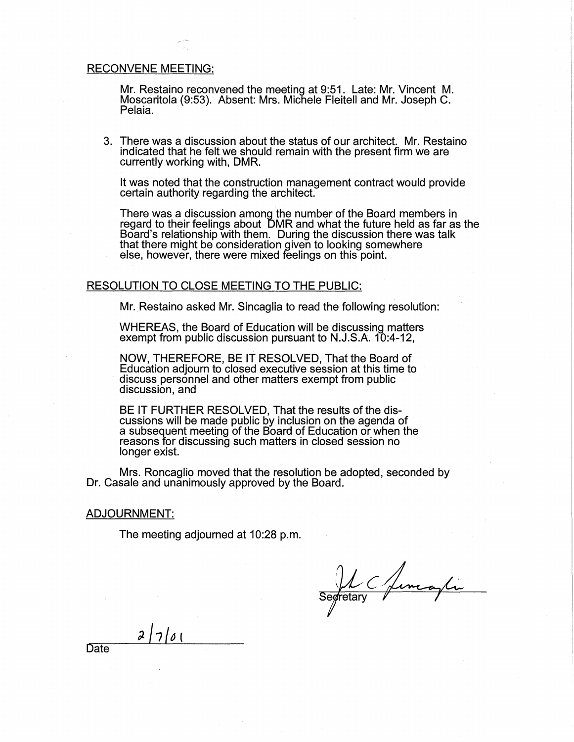RECONVENE MEETING:

Mr. Restaino reconvened the meeting at 9:51. Late: Mr. Vincent M. Moscaritola (9:53). Absent: Mrs. Michele Fleitell and Mr. Joseph C. Pelaia.

3. There was a discussion about the status of our architect. Mr. Restaino indicated that he felt we should remain with the present firm we are currently working with, DMR.

   It was noted that the construction management contract would provide certain authority regarding the architect.

   There was a discussion among the number of the Board members in regard to their feelings about DMR and what the future held as far as the Board's relationship with them. During the discussion there was talk that there might be consideration given to looking somewhere else, however, there were mixed feelings on this point.

RESOLUTION TO CLOSE MEETING TO THE PUBLIC:

Mr. Restaino asked Mr. Sincaglia to read the following resolution:

WHEREAS, the Board of Education will be discussing matters exempt from public discussion pursuant to N.J.S.A. 10:4-12,

NOW, THEREFORE, BE IT RESOLVED, That the Board of Education adjourn to closed executive session at this time to discuss personnel and other matters exempt from public discussion, and

BE IT FURTHER RESOLVED, That the results of the discussions will be made public by inclusion on the agenda of a subsequent meeting of the Board of Education or when the reasons for discussing such matters in closed session no longer exist.

Mrs. Roncaglio moved that the resolution be adopted, seconded by Dr. Casale and unanimously approved by the Board.

ADJOURNMENT:

The meeting adjourned at 10:28 p.m.

Secretary

2/7/01

Date